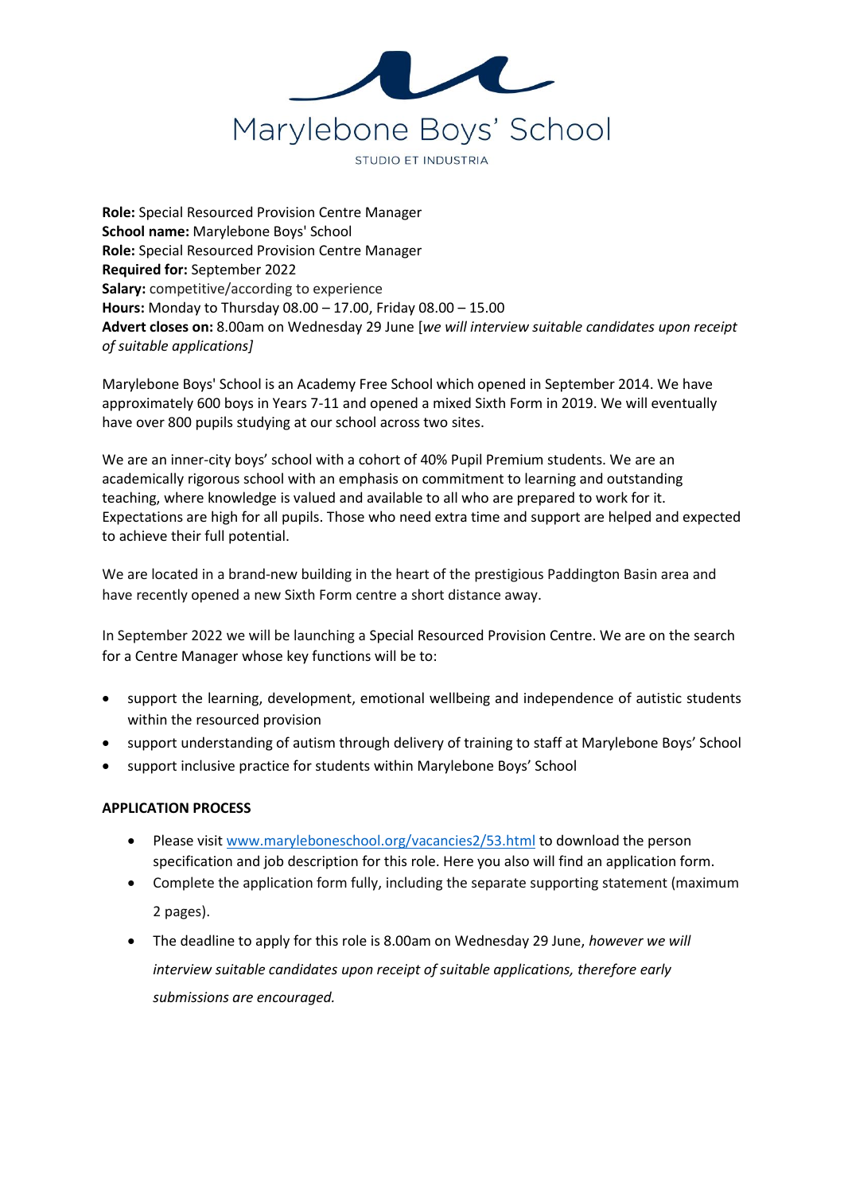# Marylebone Boys' School

STUDIO ET INDUSTRIA

**Role:** Special Resourced Provision Centre Manager
**School name:** Marylebone Boys' School
**Role:** Special Resourced Provision Centre Manager
**Required for:** September 2022
**Salary:** competitive/according to experience
**Hours:** Monday to Thursday 08.00 – 17.00, Friday 08.00 – 15.00
**Advert closes on:** 8.00am on Wednesday 29 June [*we will interview suitable candidates upon receipt of suitable applications]*

Marylebone Boys' School is an Academy Free School which opened in September 2014. We have approximately 600 boys in Years 7-11 and opened a mixed Sixth Form in 2019. We will eventually have over 800 pupils studying at our school across two sites.

We are an inner-city boys' school with a cohort of 40% Pupil Premium students. We are an academically rigorous school with an emphasis on commitment to learning and outstanding teaching, where knowledge is valued and available to all who are prepared to work for it. Expectations are high for all pupils. Those who need extra time and support are helped and expected to achieve their full potential.

We are located in a brand-new building in the heart of the prestigious Paddington Basin area and have recently opened a new Sixth Form centre a short distance away.

In September 2022 we will be launching a Special Resourced Provision Centre. We are on the search for a Centre Manager whose key functions will be to:

- support the learning, development, emotional wellbeing and independence of autistic students within the resourced provision
- support understanding of autism through delivery of training to staff at Marylebone Boys' School
- support inclusive practice for students within Marylebone Boys' School

## APPLICATION PROCESS

- Please visit www.maryleboneschool.org/vacancies2/53.html to download the person specification and job description for this role. Here you also will find an application form.
- Complete the application form fully, including the separate supporting statement (maximum 2 pages).
- The deadline to apply for this role is 8.00am on Wednesday 29 June, *however we will interview suitable candidates upon receipt of suitable applications, therefore early submissions are encouraged.*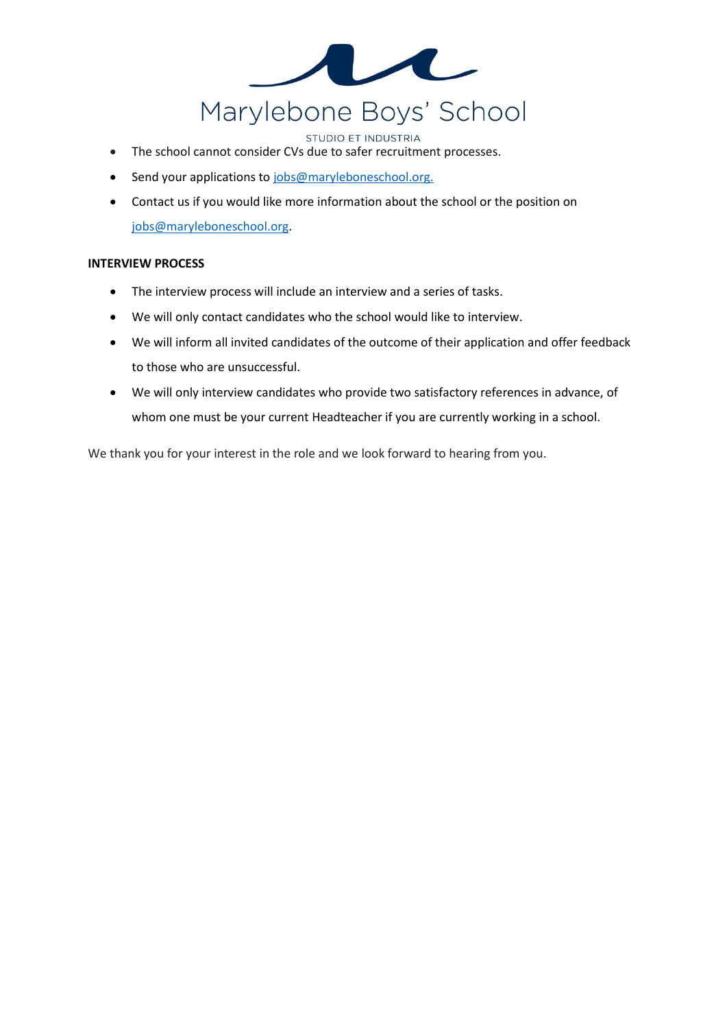Marylebone Boys' School

STUDIO ET INDUSTRIA

- The school cannot consider CVs due to safer recruitment processes.
- Send your applications to jobs@maryleboneschool.org.
- Contact us if you would like more information about the school or the position on jobs@maryleboneschool.org.

**INTERVIEW PROCESS**

- The interview process will include an interview and a series of tasks.
- We will only contact candidates who the school would like to interview.
- We will inform all invited candidates of the outcome of their application and offer feedback to those who are unsuccessful.
- We will only interview candidates who provide two satisfactory references in advance, of whom one must be your current Headteacher if you are currently working in a school.

We thank you for your interest in the role and we look forward to hearing from you.